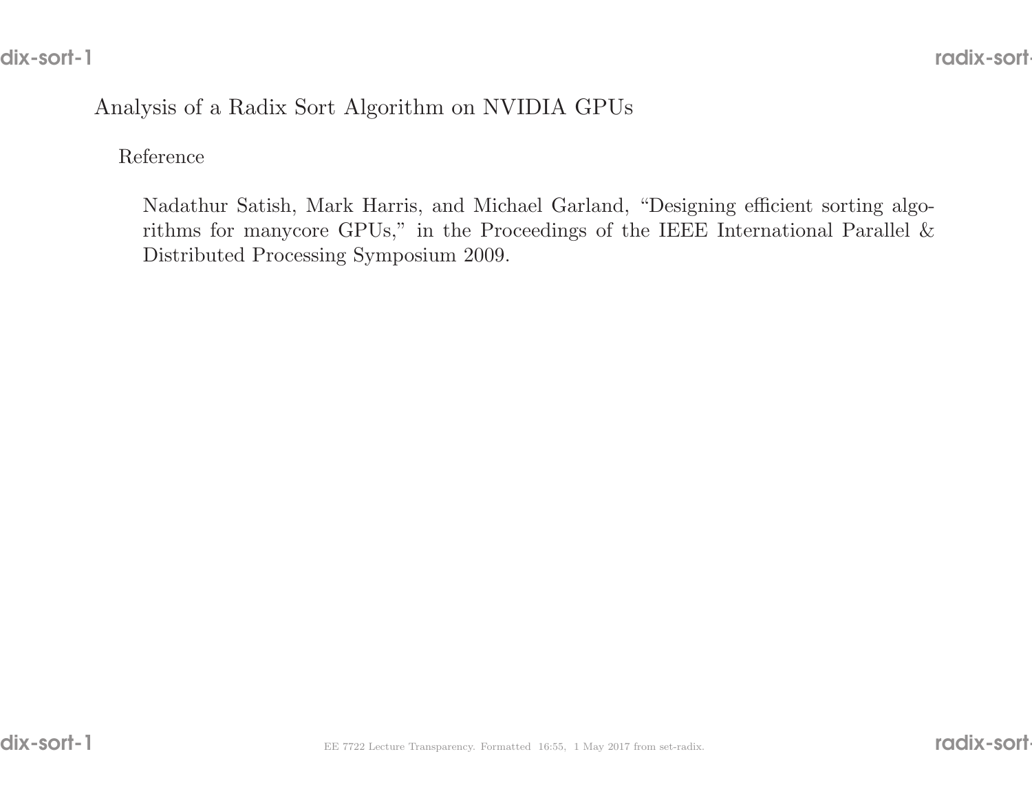# Analysis of a Radix Sort Algorithm on NVIDIA GPUs

## Reference

Nadathur Satish, Mark Harris, and Michael Garland, "Designing efficient sorting algorithms for manycore GPUs," in the Proceedings of the IEEE International Parallel & Distributed Processing Symposium 2009.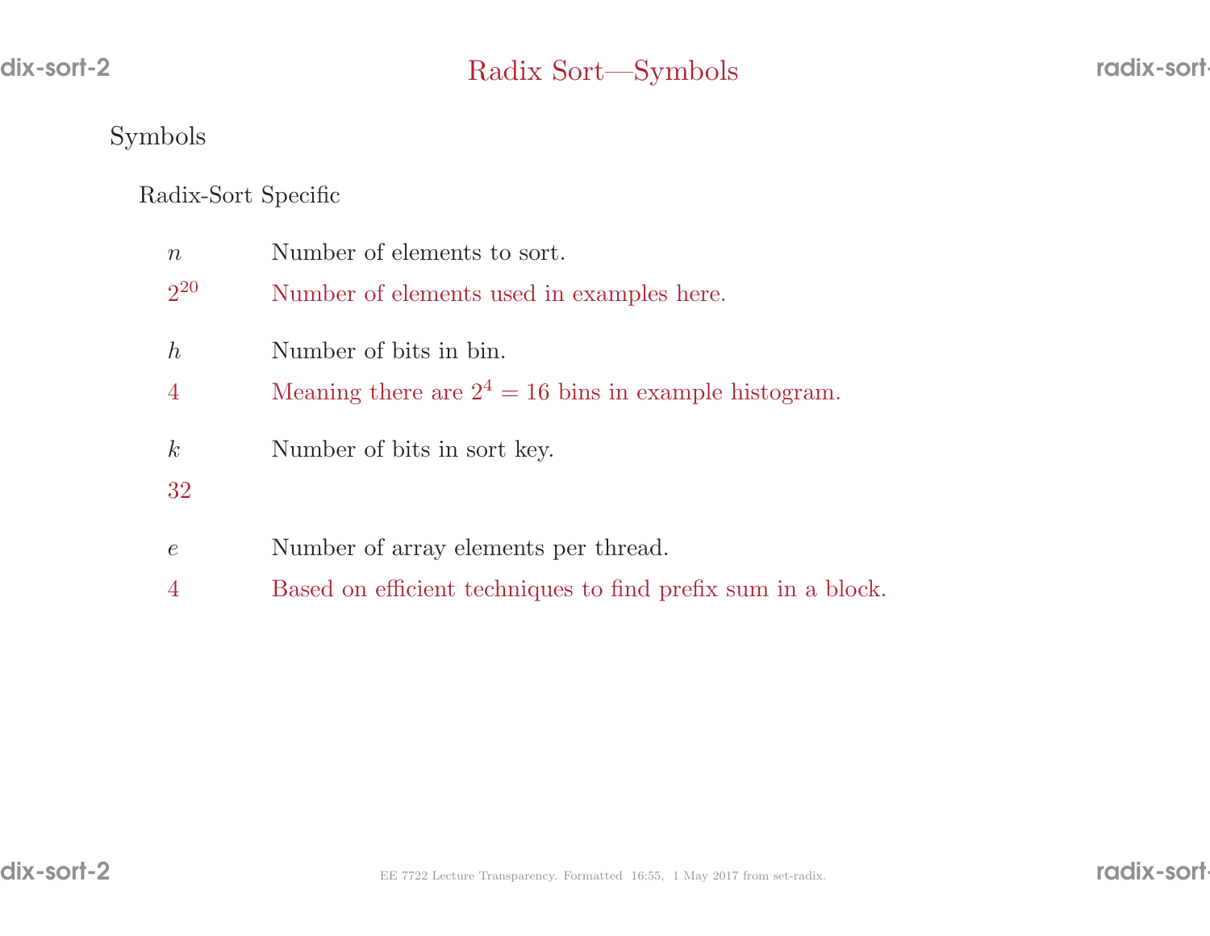# Radix Sort—Symbols

## Symbols

### Radix-Sort Specific

$n$ Number of elements to sort.

$2^{20}$ Number of elements used in examples here.

$h$ Number of bits in bin.

$4$ Meaning there are $2^4 = 16$ bins in example histogram.

$k$ Number of bits in sort key.

$32$

$e$ Number of array elements per thread.

$4$ Based on efficient techniques to find prefix sum in a block.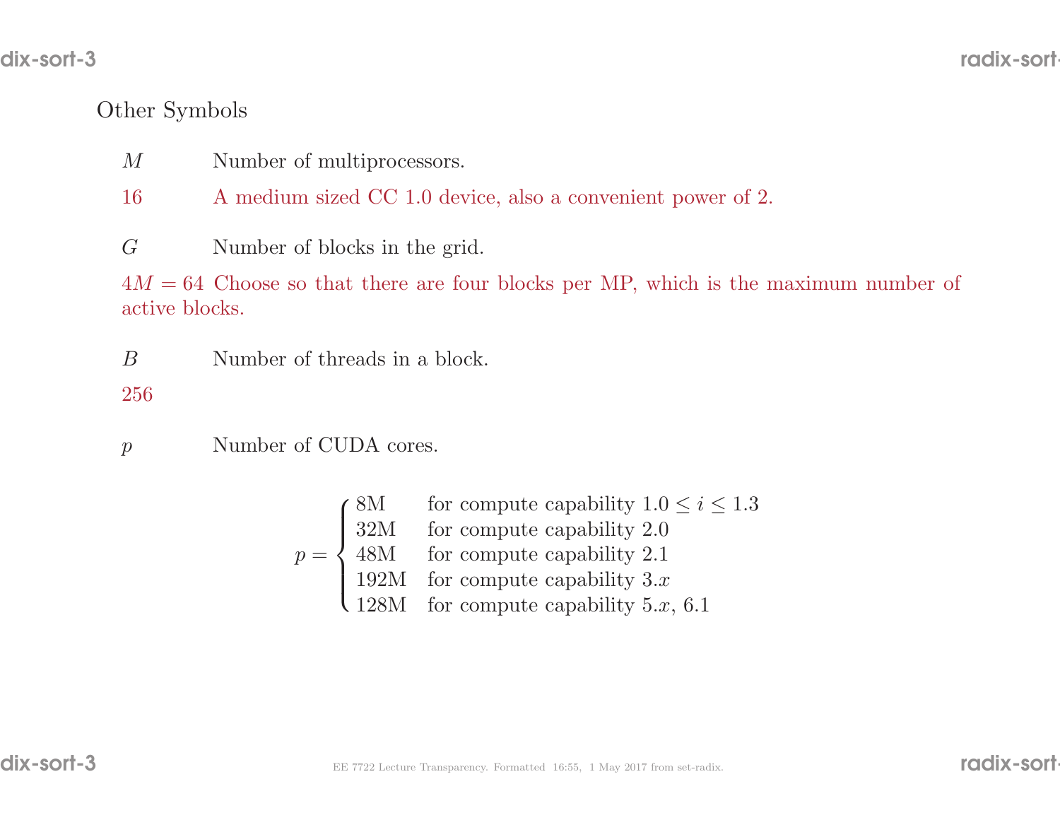## Other Symbols

$M$ Number of multiprocessors.

16 A medium sized CC 1.0 device, also a convenient power of 2.

$G$ Number of blocks in the grid.

$4M = 64$ Choose so that there are four blocks per MP, which is the maximum number of active blocks.

$B$ Number of threads in a block.

256

$p$ Number of CUDA cores.

$$p = \begin{cases} 8\text{M} & \text{for compute capability } 1.0 \le i \le 1.3 \\ 32\text{M} & \text{for compute capability } 2.0 \\ 48\text{M} & \text{for compute capability } 2.1 \\ 192\text{M} & \text{for compute capability } 3.x \\ 128\text{M} & \text{for compute capability } 5.x\text{, } 6.1 \end{cases}$$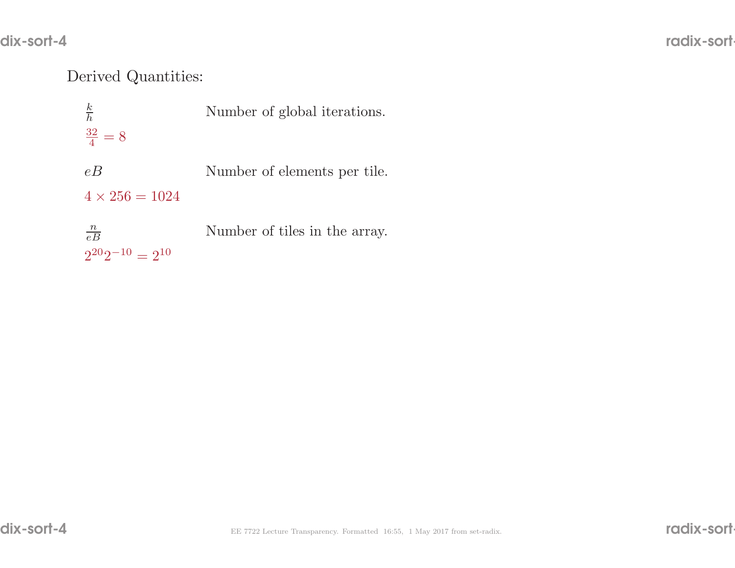Derived Quantities:

$\frac{k}{h}$ Number of global iterations.

$\frac{32}{4} = 8$

$eB$ Number of elements per tile.

$4 \times 256 = 1024$

$\frac{n}{eB}$ Number of tiles in the array.

$2^{20}2^{-10} = 2^{10}$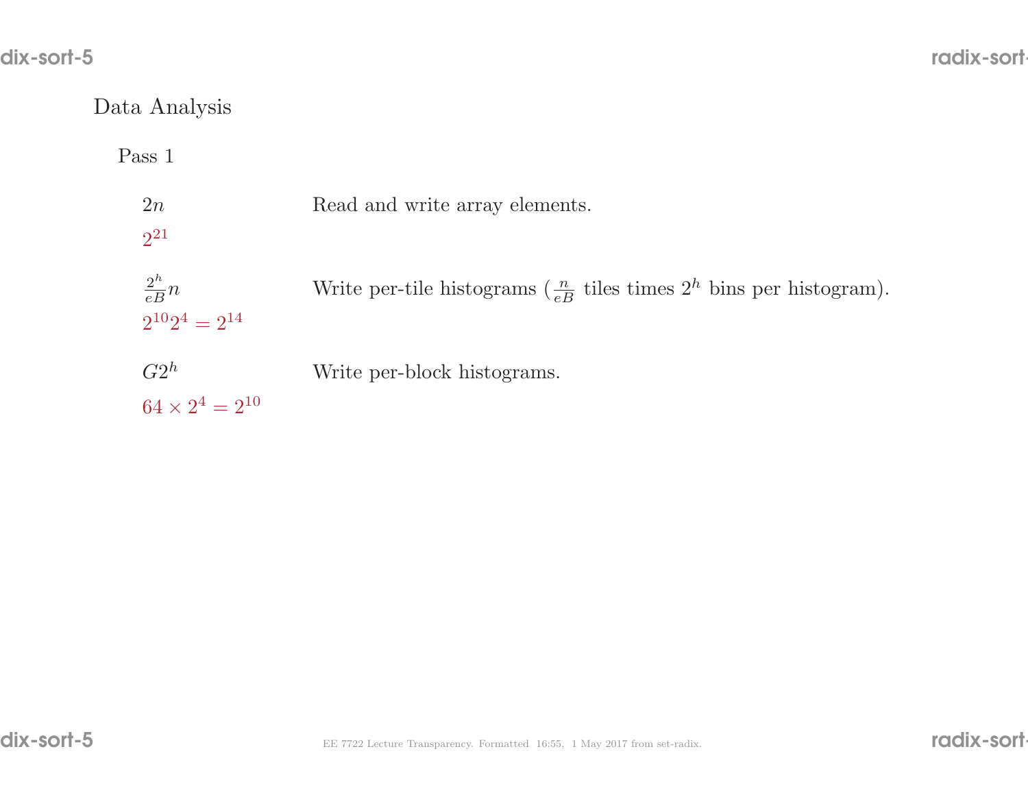## Data Analysis

### Pass 1

$2n$ — Read and write array elements.

$2^{21}$

$\frac{2^h}{eB}n$ — Write per-tile histograms ($\frac{n}{eB}$ tiles times $2^h$ bins per histogram).

$2^{10}2^4 = 2^{14}$

$G2^h$ — Write per-block histograms.

$64 \times 2^4 = 2^{10}$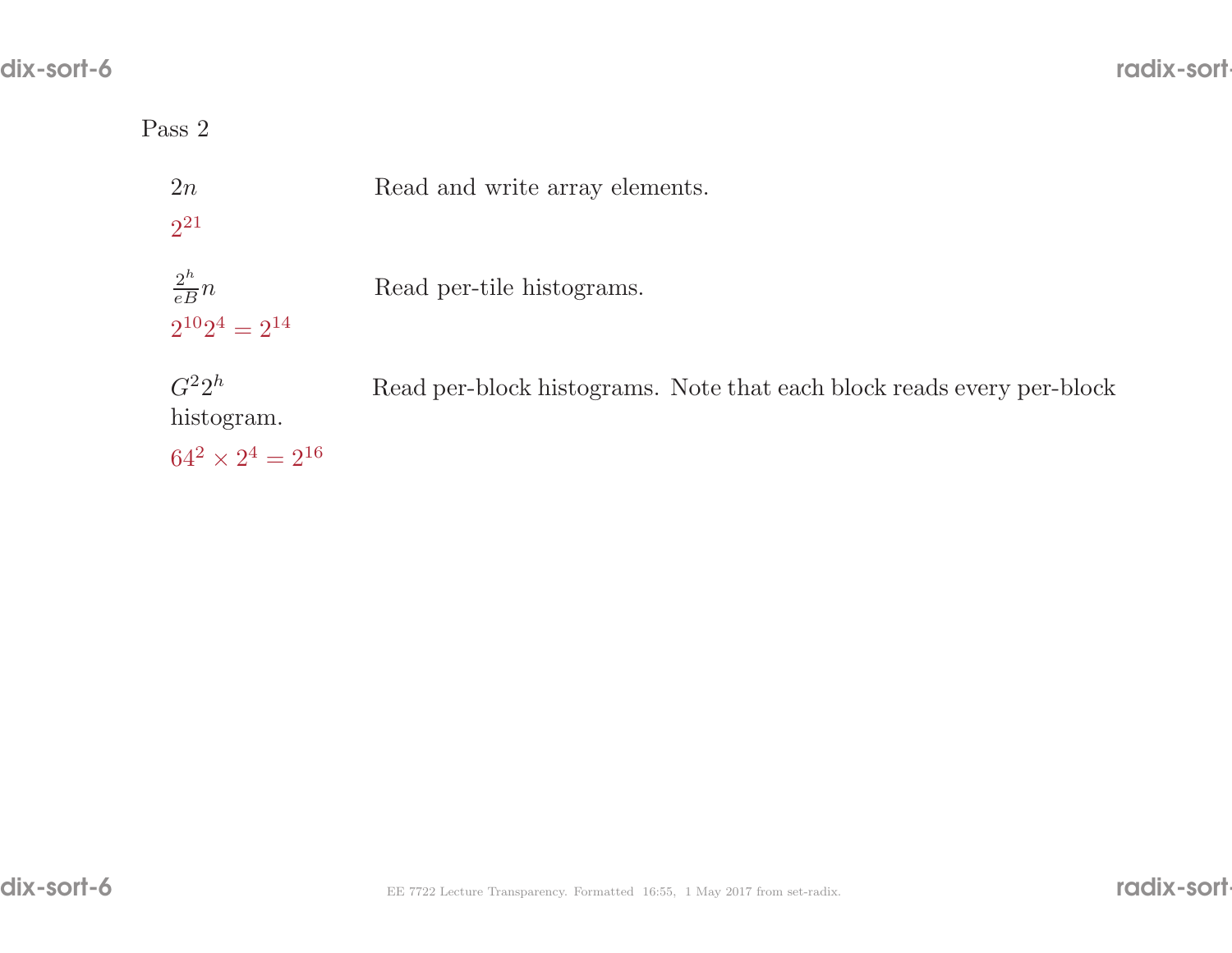Pass 2

$2n$ Read and write array elements.

$2^{21}$

$\frac{2^h}{eB}n$ Read per-tile histograms.

$2^{10}2^4 = 2^{14}$

$G^2 2^h$ Read per-block histograms. Note that each block reads every per-block histogram.

$64^2 \times 2^4 = 2^{16}$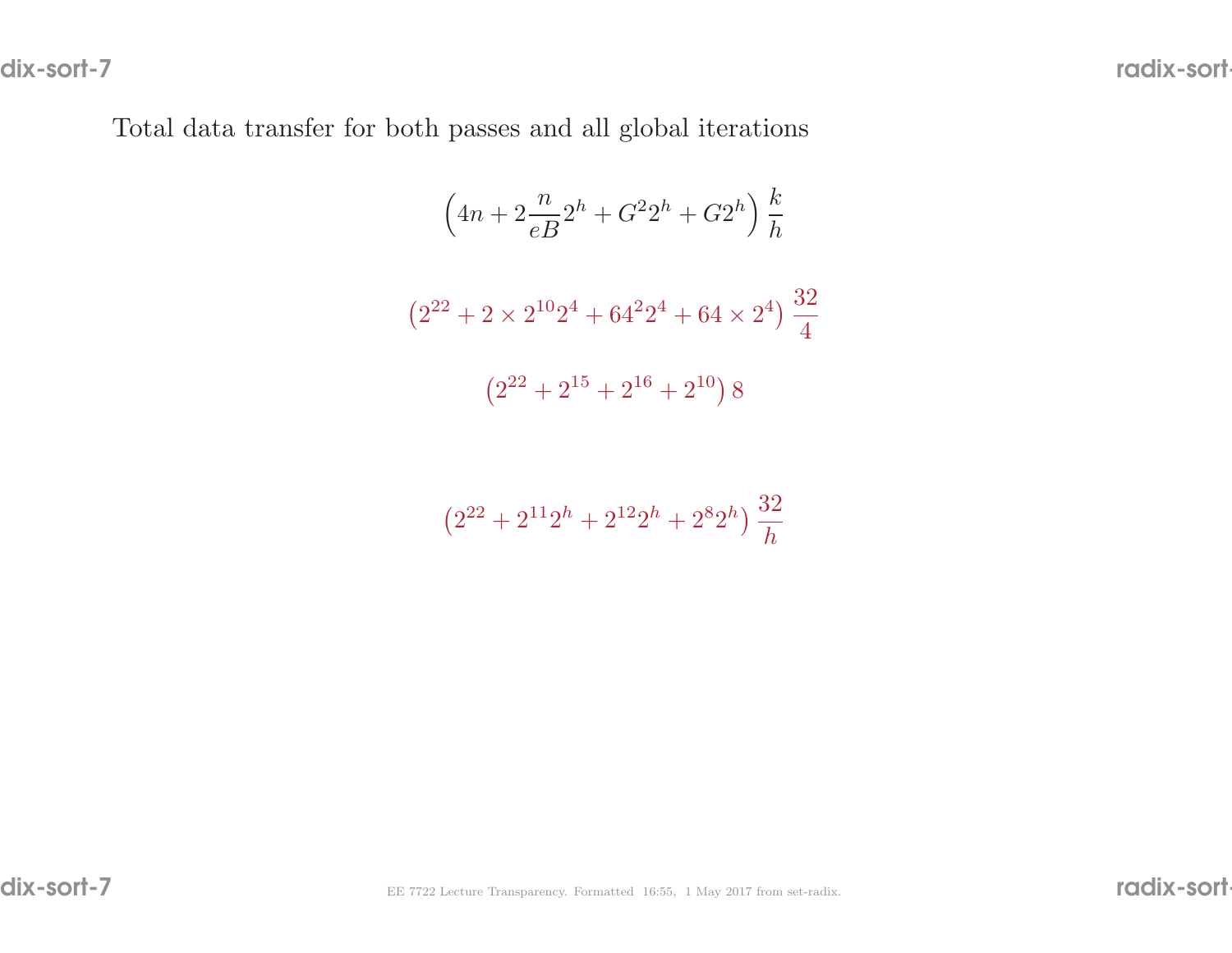Total data transfer for both passes and all global iterations

$$\left(4n + 2\frac{n}{eB}2^h + G^2 2^h + G2^h\right)\frac{k}{h}$$

$$\left(2^{22} + 2 \times 2^{10} 2^4 + 64^2 2^4 + 64 \times 2^4\right)\frac{32}{4}$$

$$\left(2^{22} + 2^{15} + 2^{16} + 2^{10}\right) 8$$

$$\left(2^{22} + 2^{11} 2^h + 2^{12} 2^h + 2^8 2^h\right)\frac{32}{h}$$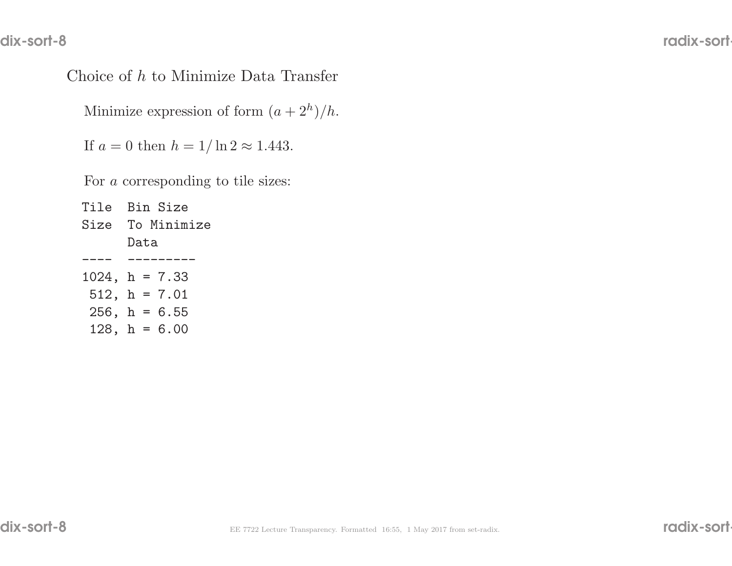## Choice of $h$ to Minimize Data Transfer

Minimize expression of form $(a + 2^h)/h$.

If $a = 0$ then $h = 1/\ln 2 \approx 1.443$.

For $a$ corresponding to tile sizes:

```
Tile  Bin Size
Size  To Minimize
      Data
----  ---------
1024, h = 7.33
 512, h = 7.01
 256, h = 6.55
 128, h = 6.00
```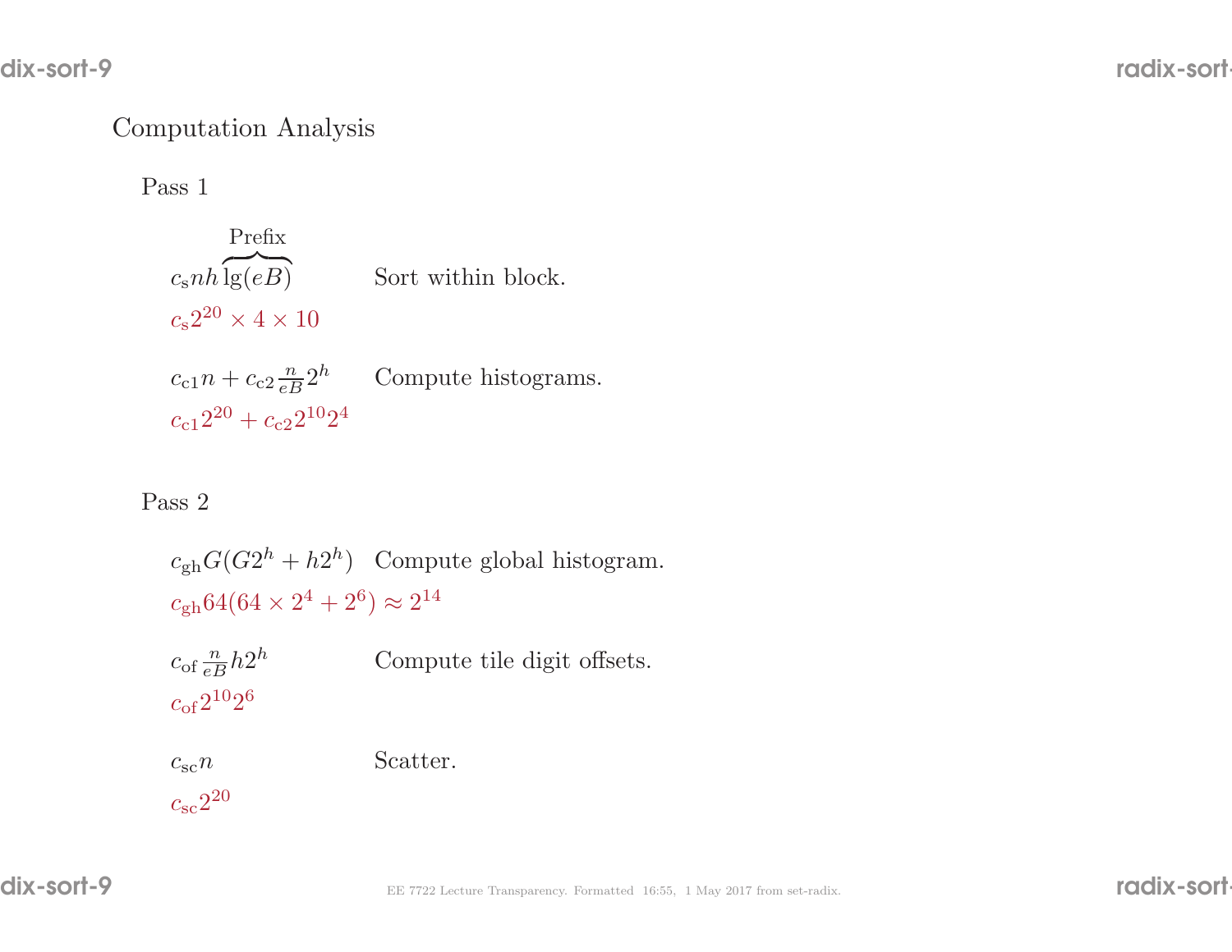## Computation Analysis

### Pass 1

$c_\mathrm{s} n h \overbrace{\lg(eB)}^{\text{Prefix}}$ Sort within block.

$c_\mathrm{s} 2^{20} \times 4 \times 10$

$c_\mathrm{c1} n + c_\mathrm{c2} \frac{n}{eB} 2^h$ Compute histograms.

$c_\mathrm{c1} 2^{20} + c_\mathrm{c2} 2^{10} 2^4$

### Pass 2

$c_\mathrm{gh} G(G2^h + h2^h)$ Compute global histogram.

$c_\mathrm{gh} 64(64 \times 2^4 + 2^6) \approx 2^{14}$

$c_\mathrm{of} \frac{n}{eB} h 2^h$ Compute tile digit offsets.

$c_\mathrm{of} 2^{10} 2^6$

$c_\mathrm{sc} n$ Scatter.

$c_\mathrm{sc} 2^{20}$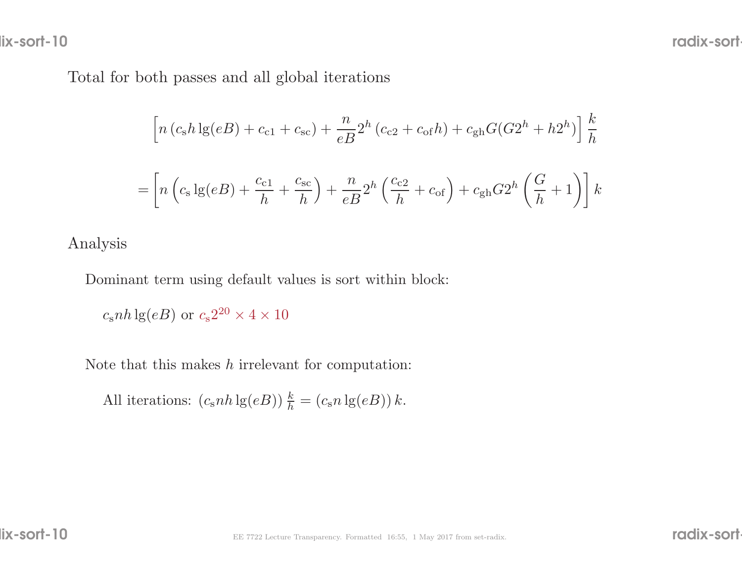Total for both passes and all global iterations

$$\left[n\left(c_{\mathrm{s}} h \lg(eB) + c_{\mathrm{c1}} + c_{\mathrm{sc}}\right) + \frac{n}{eB} 2^h \left(c_{\mathrm{c2}} + c_{\mathrm{of}} h\right) + c_{\mathrm{gh}} G(G 2^h + h 2^h)\right] \frac{k}{h}$$

$$= \left[n\left(c_{\mathrm{s}} \lg(eB) + \frac{c_{\mathrm{c1}}}{h} + \frac{c_{\mathrm{sc}}}{h}\right) + \frac{n}{eB} 2^h \left(\frac{c_{\mathrm{c2}}}{h} + c_{\mathrm{of}}\right) + c_{\mathrm{gh}} G 2^h \left(\frac{G}{h} + 1\right)\right] k$$

Analysis

Dominant term using default values is sort within block:

$c_{\mathrm{s}} n h \lg(eB)$ or $c_{\mathrm{s}} 2^{20} \times 4 \times 10$

Note that this makes $h$ irrelevant for computation:

All iterations: $\left(c_{\mathrm{s}} n h \lg(eB)\right) \frac{k}{h} = \left(c_{\mathrm{s}} n \lg(eB)\right) k.$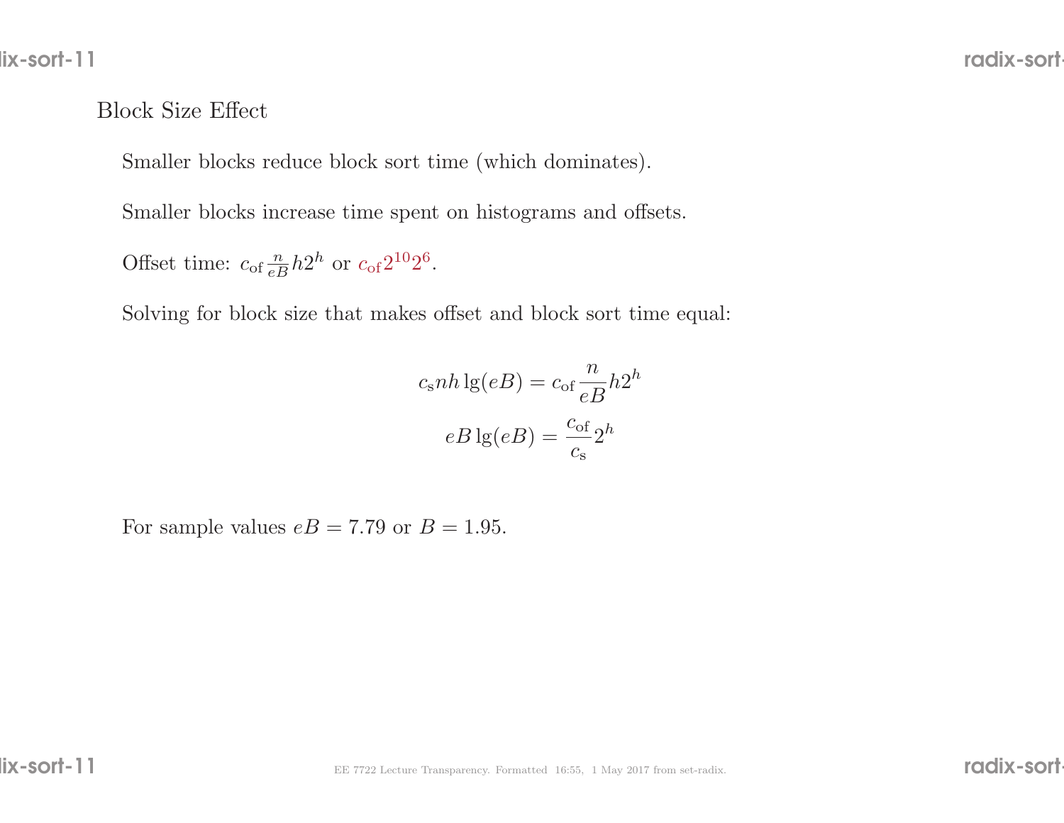## Block Size Effect

Smaller blocks reduce block sort time (which dominates).

Smaller blocks increase time spent on histograms and offsets.

Offset time: $c_{\text{of}} \frac{n}{eB} h 2^h$ or $c_{\text{of}} 2^{10} 2^6$.

Solving for block size that makes offset and block sort time equal:

$$c_{\text{s}} n h \lg(eB) = c_{\text{of}} \frac{n}{eB} h 2^h$$

$$eB \lg(eB) = \frac{c_{\text{of}}}{c_{\text{s}}} 2^h$$

For sample values $eB = 7.79$ or $B = 1.95$.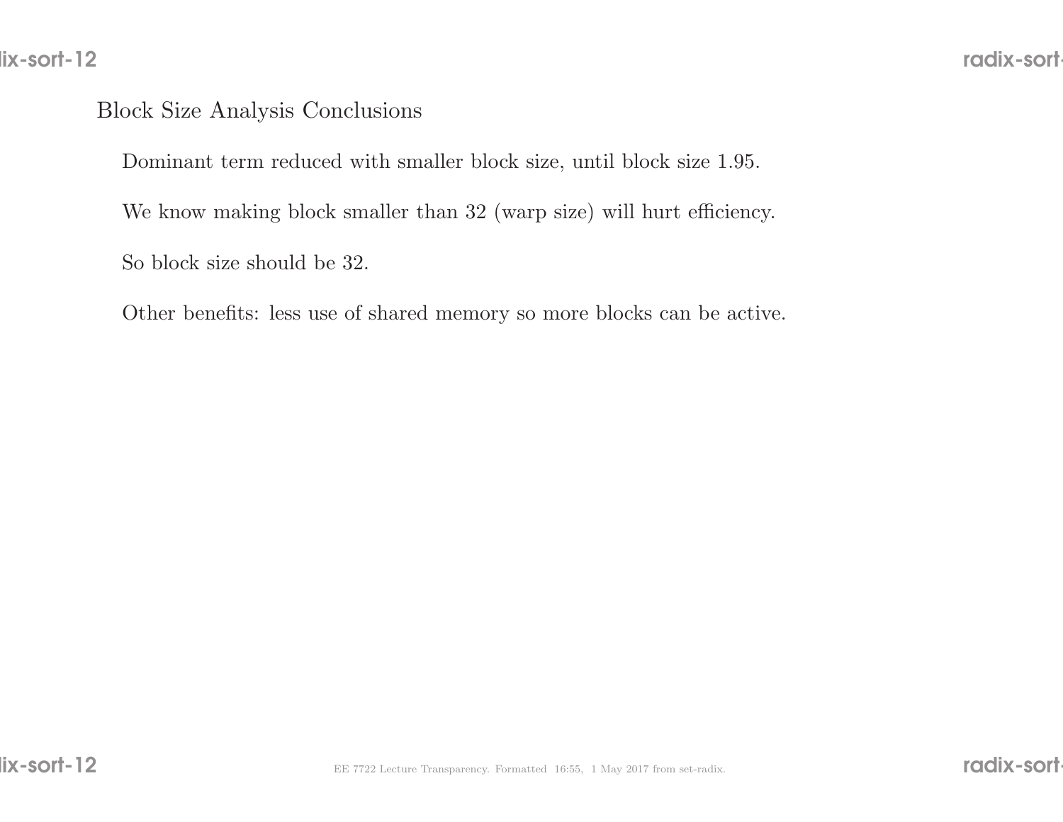## Block Size Analysis Conclusions

Dominant term reduced with smaller block size, until block size 1.95.

We know making block smaller than 32 (warp size) will hurt efficiency.

So block size should be 32.

Other benefits: less use of shared memory so more blocks can be active.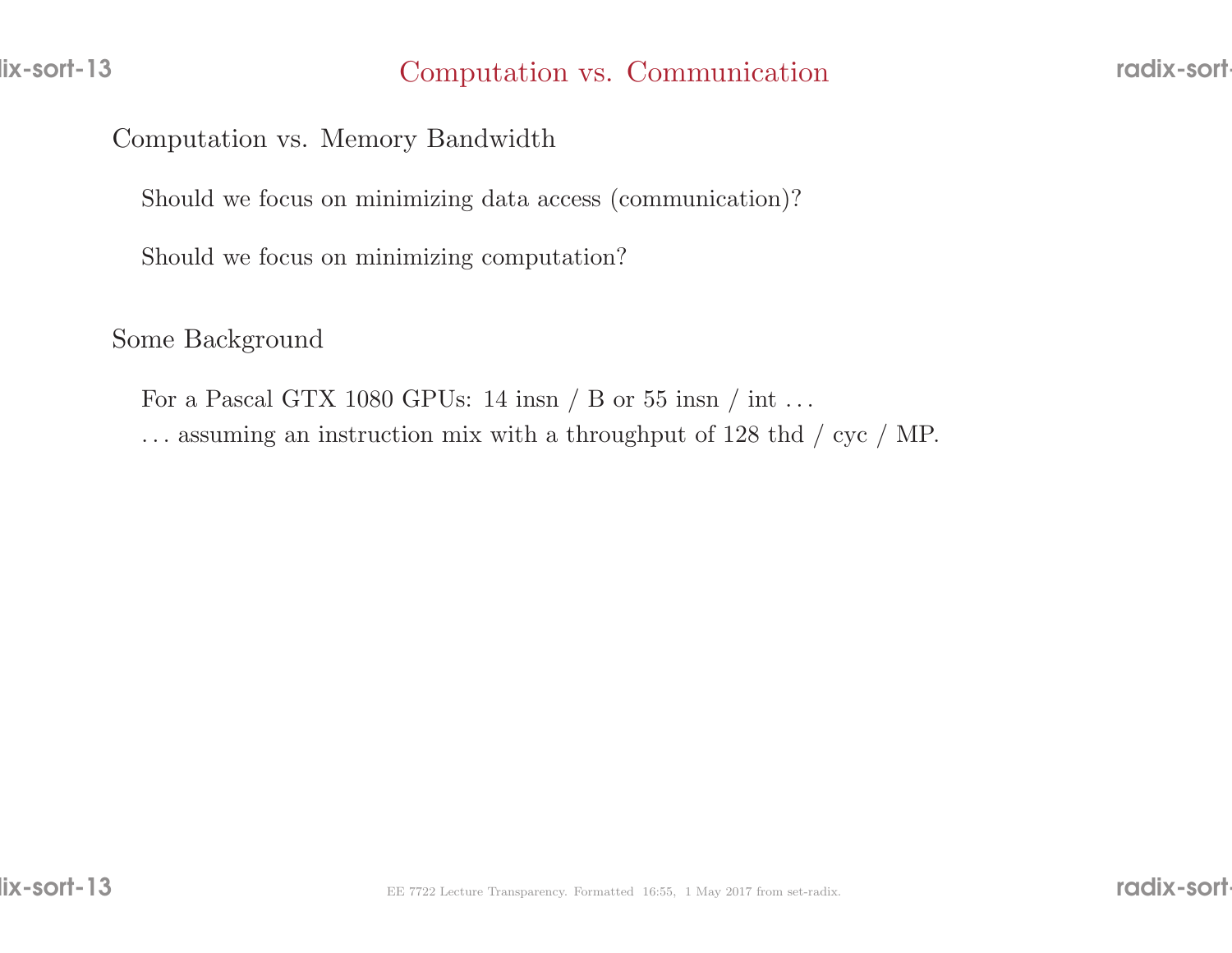# Computation vs. Communication

## Computation vs. Memory Bandwidth

Should we focus on minimizing data access (communication)?

Should we focus on minimizing computation?

## Some Background

For a Pascal GTX 1080 GPUs: 14 insn / B or 55 insn / int …
… assuming an instruction mix with a throughput of 128 thd / cyc / MP.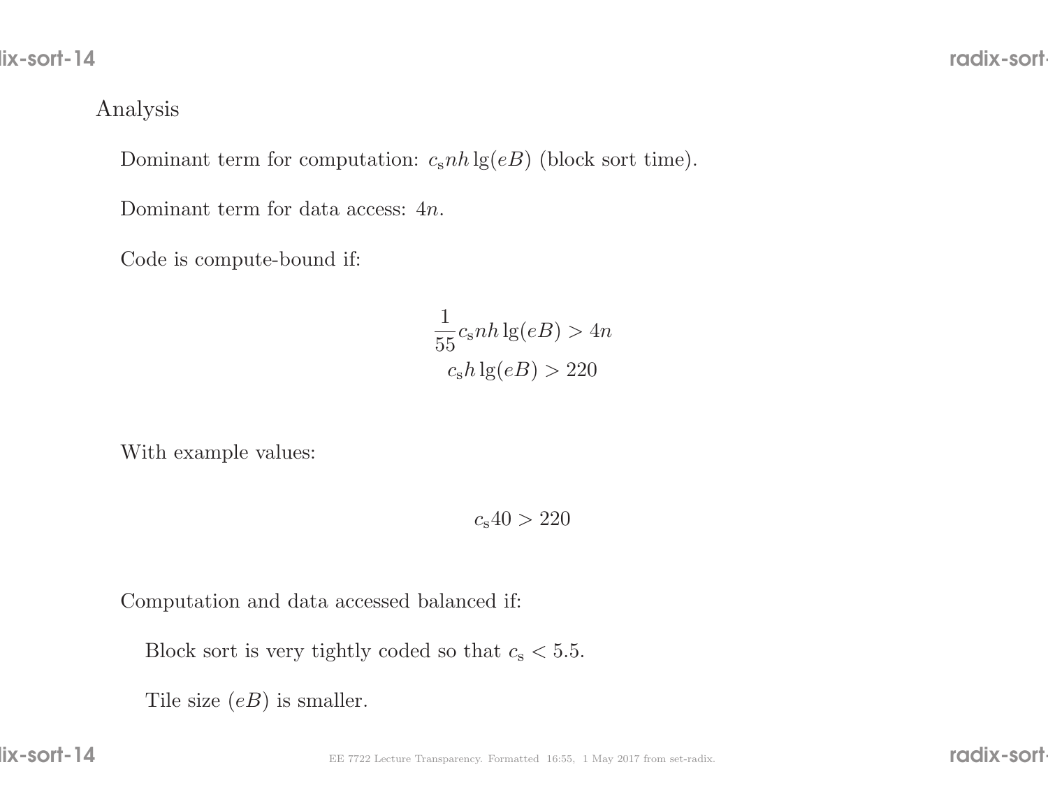## Analysis

Dominant term for computation: $c_s nh \lg(eB)$ (block sort time).

Dominant term for data access: $4n$.

Code is compute-bound if:

$$\frac{1}{55} c_s nh \lg(eB) > 4n$$
$$c_s h \lg(eB) > 220$$

With example values:

$$c_s 40 > 220$$

Computation and data accessed balanced if:

- Block sort is very tightly coded so that $c_s < 5.5$.
- Tile size ($eB$) is smaller.